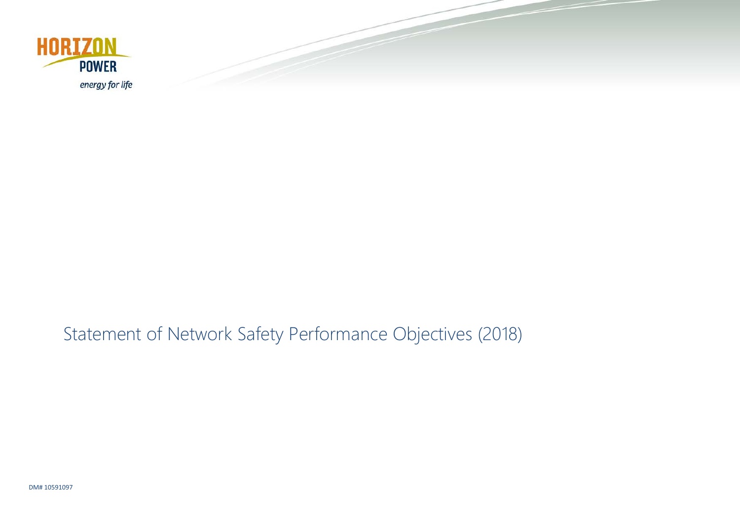HORIZON POWER

*energy for life*

# Statement of Network Safety Performance Objectives (2018)

DM# 10591097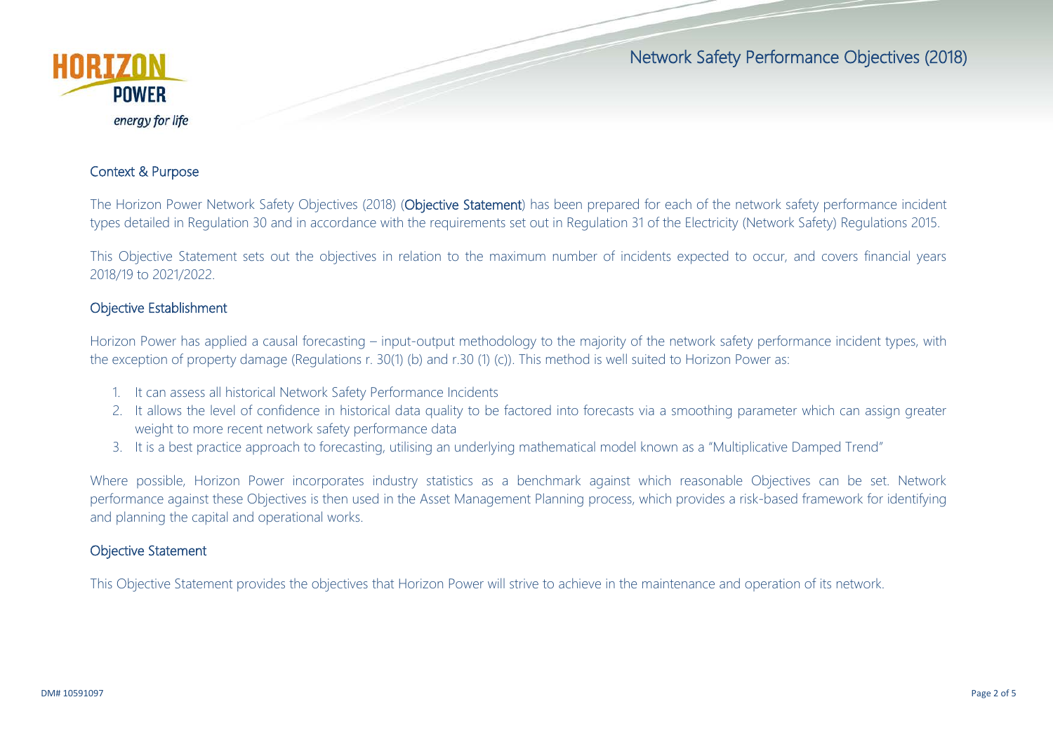## Context & Purpose

The Horizon Power Network Safety Objectives (2018) (**Objective Statement**) has been prepared for each of the network safety performance incident types detailed in Regulation 30 and in accordance with the requirements set out in Regulation 31 of the Electricity (Network Safety) Regulations 2015.

This Objective Statement sets out the objectives in relation to the maximum number of incidents expected to occur, and covers financial years 2018/19 to 2021/2022.

## Objective Establishment

Horizon Power has applied a causal forecasting – input-output methodology to the majority of the network safety performance incident types, with the exception of property damage (Regulations r. 30(1) (b) and r.30 (1) (c)). This method is well suited to Horizon Power as:

1. It can assess all historical Network Safety Performance Incidents
2. It allows the level of confidence in historical data quality to be factored into forecasts via a smoothing parameter which can assign greater weight to more recent network safety performance data
3. It is a best practice approach to forecasting, utilising an underlying mathematical model known as a "Multiplicative Damped Trend"

Where possible, Horizon Power incorporates industry statistics as a benchmark against which reasonable Objectives can be set. Network performance against these Objectives is then used in the Asset Management Planning process, which provides a risk-based framework for identifying and planning the capital and operational works.

## Objective Statement

This Objective Statement provides the objectives that Horizon Power will strive to achieve in the maintenance and operation of its network.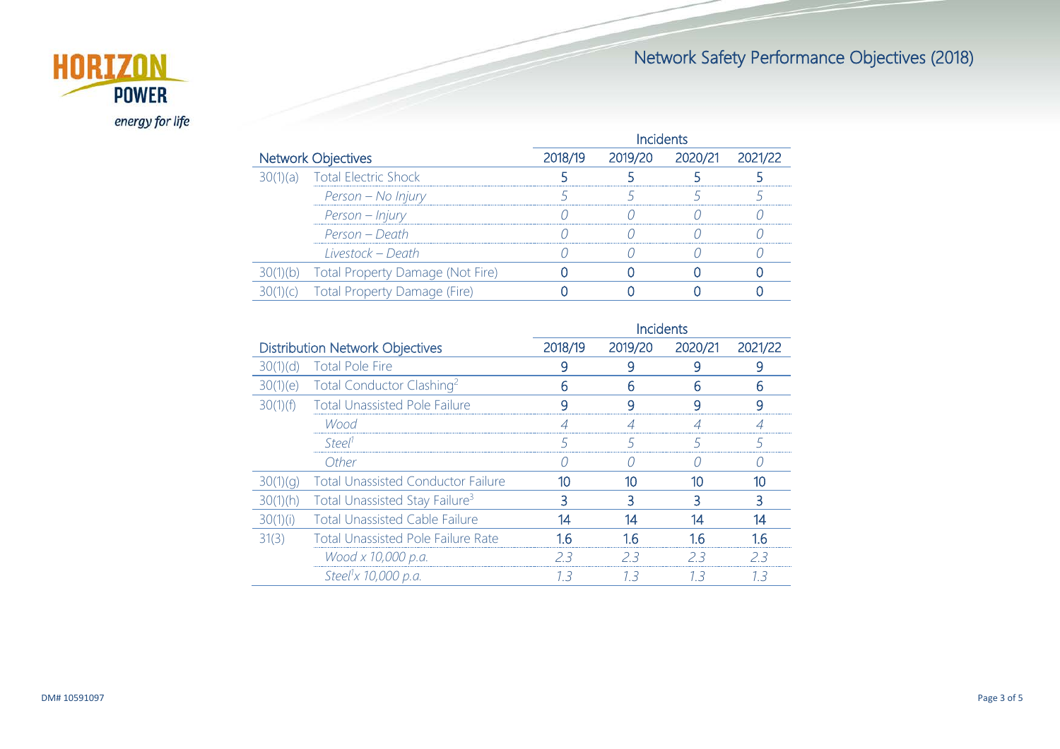# Network Safety Performance Objectives (2018)

| Network Objectives | | Incidents | | | |
|---|---|---|---|---|---|
| | | 2018/19 | 2019/20 | 2020/21 | 2021/22 |
| 30(1)(a) | Total Electric Shock | 5 | 5 | 5 | 5 |
| | *Person – No Injury* | *5* | *5* | *5* | *5* |
| | *Person – Injury* | *0* | *0* | *0* | *0* |
| | *Person – Death* | *0* | *0* | *0* | *0* |
| | *Livestock – Death* | *0* | *0* | *0* | *0* |
| 30(1)(b) | Total Property Damage (Not Fire) | 0 | 0 | 0 | 0 |
| 30(1)(c) | Total Property Damage (Fire) | 0 | 0 | 0 | 0 |

| Distribution Network Objectives | | Incidents | | | |
|---|---|---|---|---|---|
| | | 2018/19 | 2019/20 | 2020/21 | 2021/22 |
| 30(1)(d) | Total Pole Fire | 9 | 9 | 9 | 9 |
| 30(1)(e) | Total Conductor Clashing[2] | 6 | 6 | 6 | 6 |
| 30(1)(f) | Total Unassisted Pole Failure | 9 | 9 | 9 | 9 |
| | *Wood* | *4* | *4* | *4* | *4* |
| | *Steel[1]* | *5* | *5* | *5* | *5* |
| | *Other* | *0* | *0* | *0* | *0* |
| 30(1)(g) | Total Unassisted Conductor Failure | 10 | 10 | 10 | 10 |
| 30(1)(h) | Total Unassisted Stay Failure[3] | 3 | 3 | 3 | 3 |
| 30(1)(i) | Total Unassisted Cable Failure | 14 | 14 | 14 | 14 |
| 31(3) | Total Unassisted Pole Failure Rate | 1.6 | 1.6 | 1.6 | 1.6 |
| | *Wood x 10,000 p.a.* | *2.3* | *2.3* | *2.3* | *2.3* |
| | *Steel[1]x 10,000 p.a.* | *1.3* | *1.3* | *1.3* | *1.3* |

DM# 10591097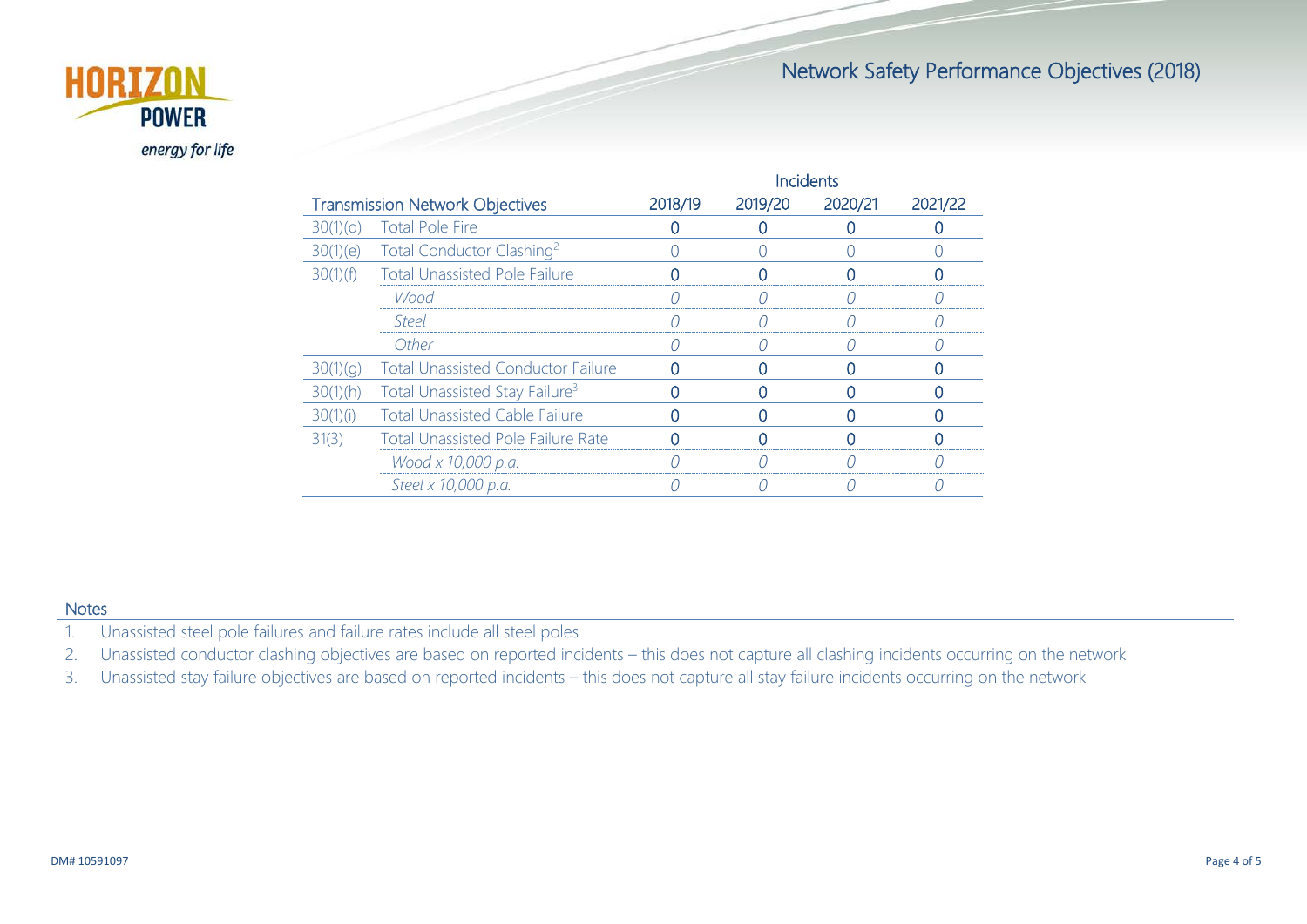## Network Safety Performance Objectives (2018)

| Transmission Network Objectives | | Incidents | | | |
|---|---|---|---|---|---|
| | | 2018/19 | 2019/20 | 2020/21 | 2021/22 |
| 30(1)(d) | Total Pole Fire | 0 | 0 | 0 | 0 |
| 30(1)(e) | Total Conductor Clashing[2] | 0 | 0 | 0 | 0 |
| 30(1)(f) | Total Unassisted Pole Failure | 0 | 0 | 0 | 0 |
| | *Wood* | *0* | *0* | *0* | *0* |
| | *Steel* | *0* | *0* | *0* | *0* |
| | *Other* | *0* | *0* | *0* | *0* |
| 30(1)(g) | Total Unassisted Conductor Failure | 0 | 0 | 0 | 0 |
| 30(1)(h) | Total Unassisted Stay Failure[3] | 0 | 0 | 0 | 0 |
| 30(1)(i) | Total Unassisted Cable Failure | 0 | 0 | 0 | 0 |
| 31(3) | Total Unassisted Pole Failure Rate | 0 | 0 | 0 | 0 |
| | *Wood x 10,000 p.a.* | *0* | *0* | *0* | *0* |
| | *Steel x 10,000 p.a.* | *0* | *0* | *0* | *0* |

### Notes

1. Unassisted steel pole failures and failure rates include all steel poles
2. Unassisted conductor clashing objectives are based on reported incidents – this does not capture all clashing incidents occurring on the network
3. Unassisted stay failure objectives are based on reported incidents – this does not capture all stay failure incidents occurring on the network

DM# 10591097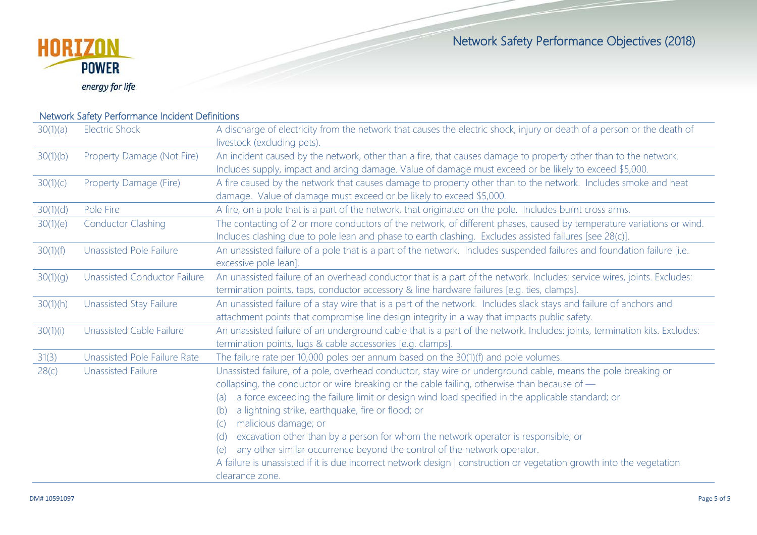## Network Safety Performance Incident Definitions

| | | |
|---|---|---|
| 30(1)(a) | Electric Shock | A discharge of electricity from the network that causes the electric shock, injury or death of a person or the death of livestock (excluding pets). |
| 30(1)(b) | Property Damage (Not Fire) | An incident caused by the network, other than a fire, that causes damage to property other than to the network. Includes supply, impact and arcing damage. Value of damage must exceed or be likely to exceed $5,000. |
| 30(1)(c) | Property Damage (Fire) | A fire caused by the network that causes damage to property other than to the network. Includes smoke and heat damage. Value of damage must exceed or be likely to exceed $5,000. |
| 30(1)(d) | Pole Fire | A fire, on a pole that is a part of the network, that originated on the pole. Includes burnt cross arms. |
| 30(1)(e) | Conductor Clashing | The contacting of 2 or more conductors of the network, of different phases, caused by temperature variations or wind. Includes clashing due to pole lean and phase to earth clashing. Excludes assisted failures [see 28(c)]. |
| 30(1)(f) | Unassisted Pole Failure | An unassisted failure of a pole that is a part of the network. Includes suspended failures and foundation failure [i.e. excessive pole lean]. |
| 30(1)(g) | Unassisted Conductor Failure | An unassisted failure of an overhead conductor that is a part of the network. Includes: service wires, joints. Excludes: termination points, taps, conductor accessory & line hardware failures [e.g. ties, clamps]. |
| 30(1)(h) | Unassisted Stay Failure | An unassisted failure of a stay wire that is a part of the network. Includes slack stays and failure of anchors and attachment points that compromise line design integrity in a way that impacts public safety. |
| 30(1)(i) | Unassisted Cable Failure | An unassisted failure of an underground cable that is a part of the network. Includes: joints, termination kits. Excludes: termination points, lugs & cable accessories [e.g. clamps]. |
| 31(3) | Unassisted Pole Failure Rate | The failure rate per 10,000 poles per annum based on the 30(1)(f) and pole volumes. |
| 28(c) | Unassisted Failure | Unassisted failure, of a pole, overhead conductor, stay wire or underground cable, means the pole breaking or collapsing, the conductor or wire breaking or the cable failing, otherwise than because of — (a) a force exceeding the failure limit or design wind load specified in the applicable standard; or (b) a lightning strike, earthquake, fire or flood; or (c) malicious damage; or (d) excavation other than by a person for whom the network operator is responsible; or (e) any other similar occurrence beyond the control of the network operator. A failure is unassisted if it is due incorrect network design \| construction or vegetation growth into the vegetation clearance zone. |